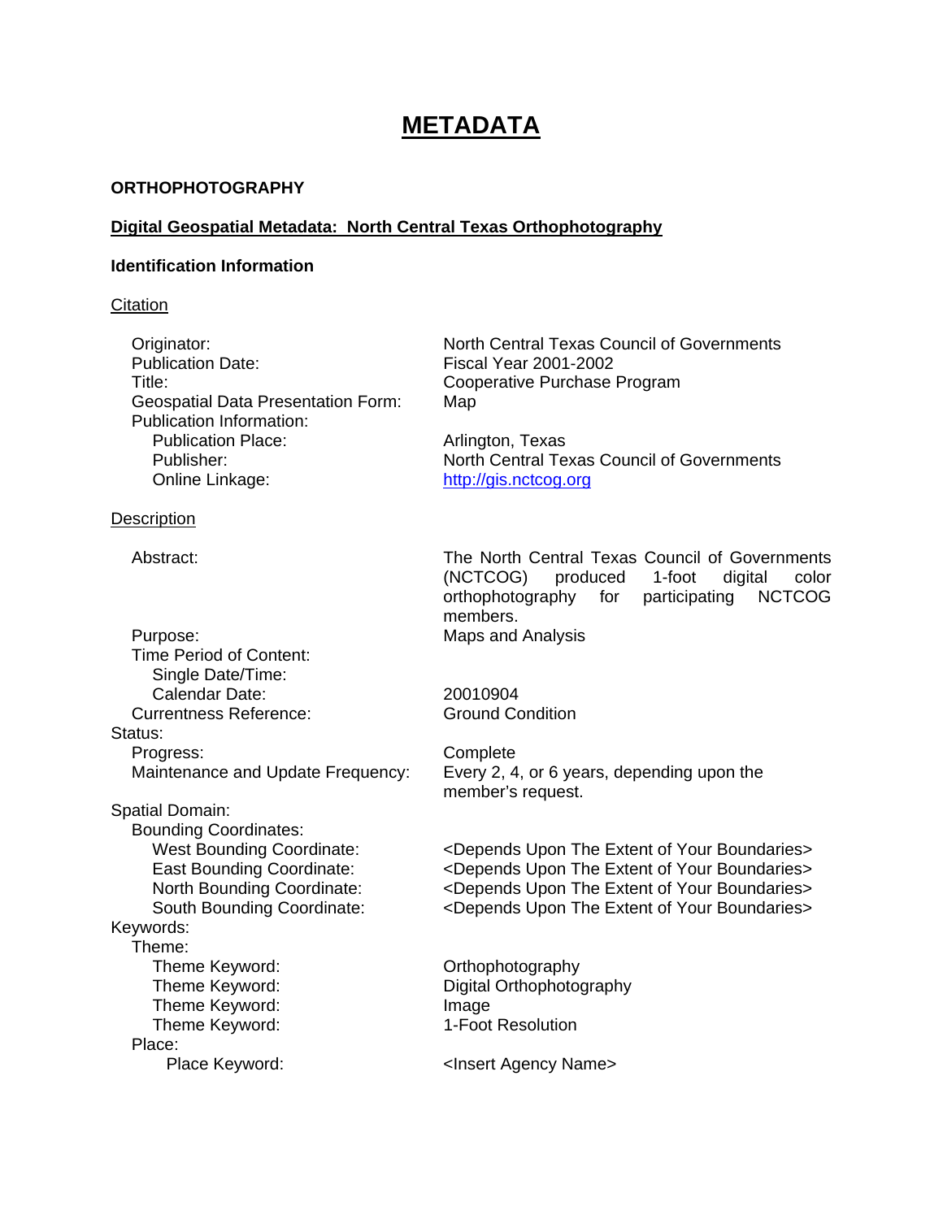# METADATA

**ORTHOPHOTOGRAPHY**

**Digital Geospatial Metadata: North Central Texas Orthophotography**

**Identification Information**

Citation

- Originator: North Central Texas Council of Governments
- Publication Date: Fiscal Year 2001-2002
- Title: Cooperative Purchase Program
- Geospatial Data Presentation Form: Map
- Publication Information:
  - Publication Place: Arlington, Texas
  - Publisher: North Central Texas Council of Governments
  - Online Linkage: http://gis.nctcog.org

Description

- Abstract: The North Central Texas Council of Governments (NCTCOG) produced 1-foot digital color orthophotography for participating NCTCOG members.
- Purpose: Maps and Analysis
- Time Period of Content:
  - Single Date/Time:
  - Calendar Date: 20010904
- Currentness Reference: Ground Condition

Status:
- Progress: Complete
- Maintenance and Update Frequency: Every 2, 4, or 6 years, depending upon the member's request.

Spatial Domain:
- Bounding Coordinates:
  - West Bounding Coordinate: <Depends Upon The Extent of Your Boundaries>
  - East Bounding Coordinate: <Depends Upon The Extent of Your Boundaries>
  - North Bounding Coordinate: <Depends Upon The Extent of Your Boundaries>
  - South Bounding Coordinate: <Depends Upon The Extent of Your Boundaries>

Keywords:
- Theme:
  - Theme Keyword: Orthophotography
  - Theme Keyword: Digital Orthophotography
  - Theme Keyword: Image
  - Theme Keyword: 1-Foot Resolution
- Place:
  - Place Keyword: <Insert Agency Name>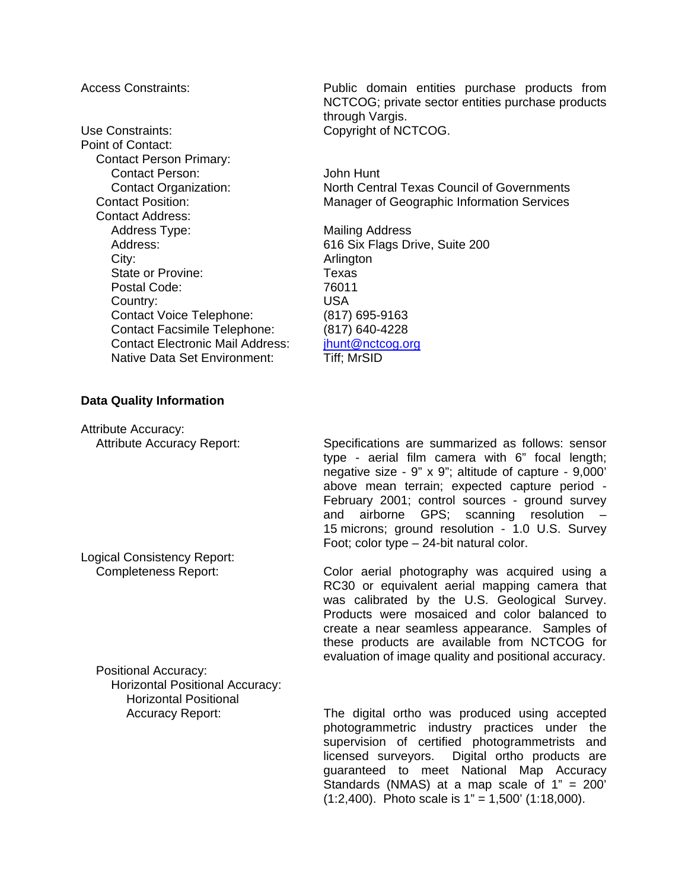Access Constraints: Public domain entities purchase products from NCTCOG; private sector entities purchase products through Vargis.

Use Constraints: Copyright of NCTCOG.

Point of Contact:

- Contact Person Primary:
  - Contact Person: John Hunt
  - Contact Organization: North Central Texas Council of Governments
- Contact Position: Manager of Geographic Information Services
- Contact Address:
  - Address Type: Mailing Address
  - Address: 616 Six Flags Drive, Suite 200
  - City: Arlington
  - State or Provine: Texas
  - Postal Code: 76011
  - Country: USA
  - Contact Voice Telephone: (817) 695-9163
  - Contact Facsimile Telephone: (817) 640-4228
  - Contact Electronic Mail Address: jhunt@nctcog.org
  - Native Data Set Environment: Tiff; MrSID

**Data Quality Information**

Attribute Accuracy:

- Attribute Accuracy Report: Specifications are summarized as follows: sensor type - aerial film camera with 6" focal length; negative size - 9" x 9"; altitude of capture - 9,000' above mean terrain; expected capture period - February 2001; control sources - ground survey and airborne GPS; scanning resolution – 15 microns; ground resolution - 1.0 U.S. Survey Foot; color type – 24-bit natural color.

Logical Consistency Report:

- Completeness Report: Color aerial photography was acquired using a RC30 or equivalent aerial mapping camera that was calibrated by the U.S. Geological Survey. Products were mosaiced and color balanced to create a near seamless appearance. Samples of these products are available from NCTCOG for evaluation of image quality and positional accuracy.
- Positional Accuracy:
  - Horizontal Positional Accuracy:
    - Horizontal Positional Accuracy Report: The digital ortho was produced using accepted photogrammetric industry practices under the supervision of certified photogrammetrists and licensed surveyors. Digital ortho products are guaranteed to meet National Map Accuracy Standards (NMAS) at a map scale of 1" = 200' (1:2,400). Photo scale is 1" = 1,500' (1:18,000).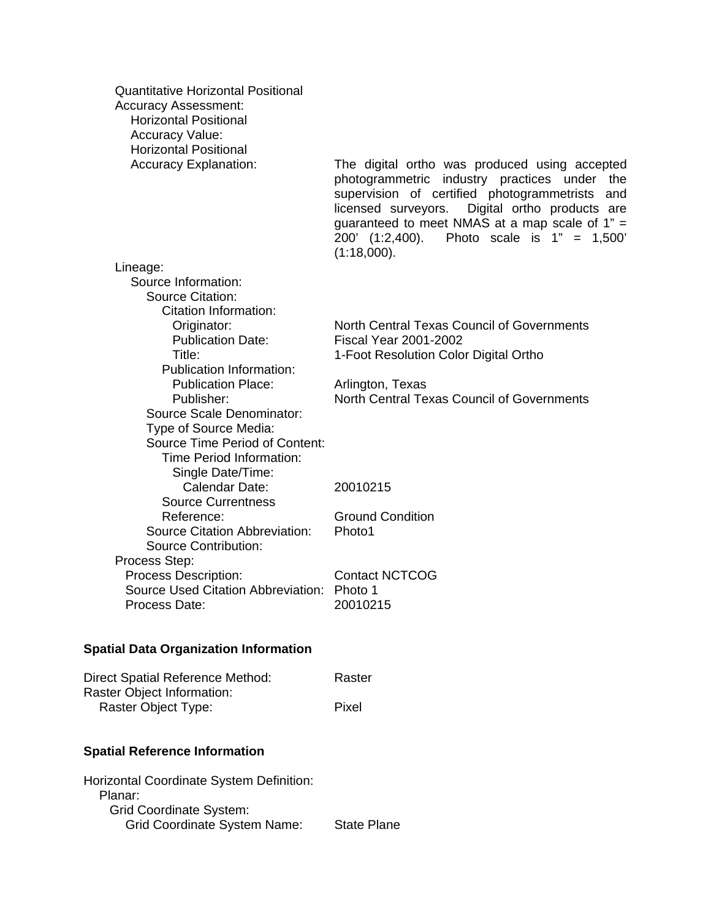Quantitative Horizontal Positional Accuracy Assessment:
  Horizontal Positional Accuracy Value:
  Horizontal Positional Accuracy Explanation: The digital ortho was produced using accepted photogrammetric industry practices under the supervision of certified photogrammetrists and licensed surveyors. Digital ortho products are guaranteed to meet NMAS at a map scale of 1" = 200' (1:2,400). Photo scale is 1" = 1,500' (1:18,000).

Lineage:
  Source Information:
    Source Citation:
      Citation Information:
        Originator: North Central Texas Council of Governments
        Publication Date: Fiscal Year 2001-2002
        Title: 1-Foot Resolution Color Digital Ortho
      Publication Information:
        Publication Place: Arlington, Texas
        Publisher: North Central Texas Council of Governments
    Source Scale Denominator:
    Type of Source Media:
    Source Time Period of Content:
      Time Period Information:
        Single Date/Time:
          Calendar Date: 20010215
      Source Currentness Reference: Ground Condition
    Source Citation Abbreviation: Photo1
    Source Contribution:
  Process Step:
    Process Description: Contact NCTCOG
    Source Used Citation Abbreviation: Photo 1
    Process Date: 20010215

**Spatial Data Organization Information**

Direct Spatial Reference Method: Raster
Raster Object Information:
  Raster Object Type: Pixel

**Spatial Reference Information**

Horizontal Coordinate System Definition:
  Planar:
    Grid Coordinate System:
      Grid Coordinate System Name: State Plane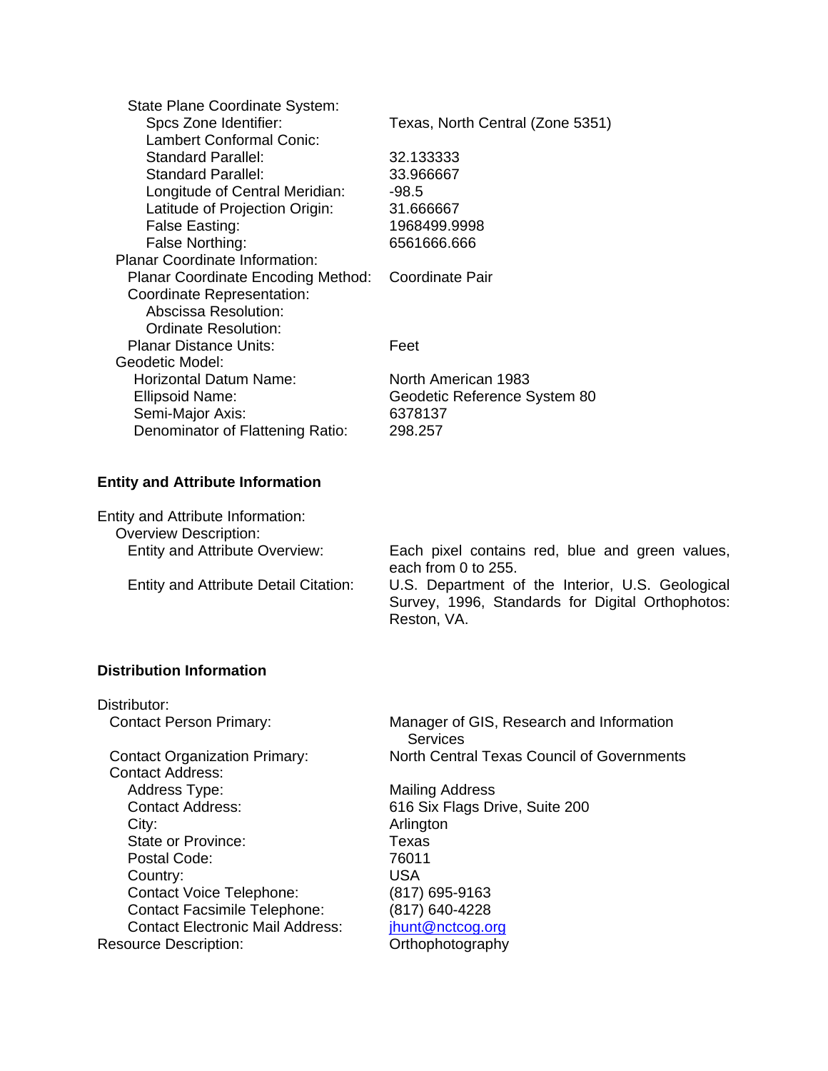State Plane Coordinate System:
- Spcs Zone Identifier: Texas, North Central (Zone 5351)
- Lambert Conformal Conic:
  - Standard Parallel: 32.133333
  - Standard Parallel: 33.966667
  - Longitude of Central Meridian: -98.5
  - Latitude of Projection Origin: 31.666667
  - False Easting: 1968499.9998
  - False Northing: 6561666.666

Planar Coordinate Information:
- Planar Coordinate Encoding Method: Coordinate Pair
- Coordinate Representation:
  - Abscissa Resolution:
  - Ordinate Resolution:
- Planar Distance Units: Feet

Geodetic Model:
- Horizontal Datum Name: North American 1983
- Ellipsoid Name: Geodetic Reference System 80
- Semi-Major Axis: 6378137
- Denominator of Flattening Ratio: 298.257

## Entity and Attribute Information

Entity and Attribute Information:
- Overview Description:
  - Entity and Attribute Overview: Each pixel contains red, blue and green values, each from 0 to 255.
  - Entity and Attribute Detail Citation: U.S. Department of the Interior, U.S. Geological Survey, 1996, Standards for Digital Orthophotos: Reston, VA.

## Distribution Information

Distributor:
- Contact Person Primary: Manager of GIS, Research and Information Services
- Contact Organization Primary: North Central Texas Council of Governments
- Contact Address:
  - Address Type: Mailing Address
  - Contact Address: 616 Six Flags Drive, Suite 200
  - City: Arlington
  - State or Province: Texas
  - Postal Code: 76011
  - Country: USA
  - Contact Voice Telephone: (817) 695-9163
  - Contact Facsimile Telephone: (817) 640-4228
  - Contact Electronic Mail Address: jhunt@nctcog.org

Resource Description: Orthophotography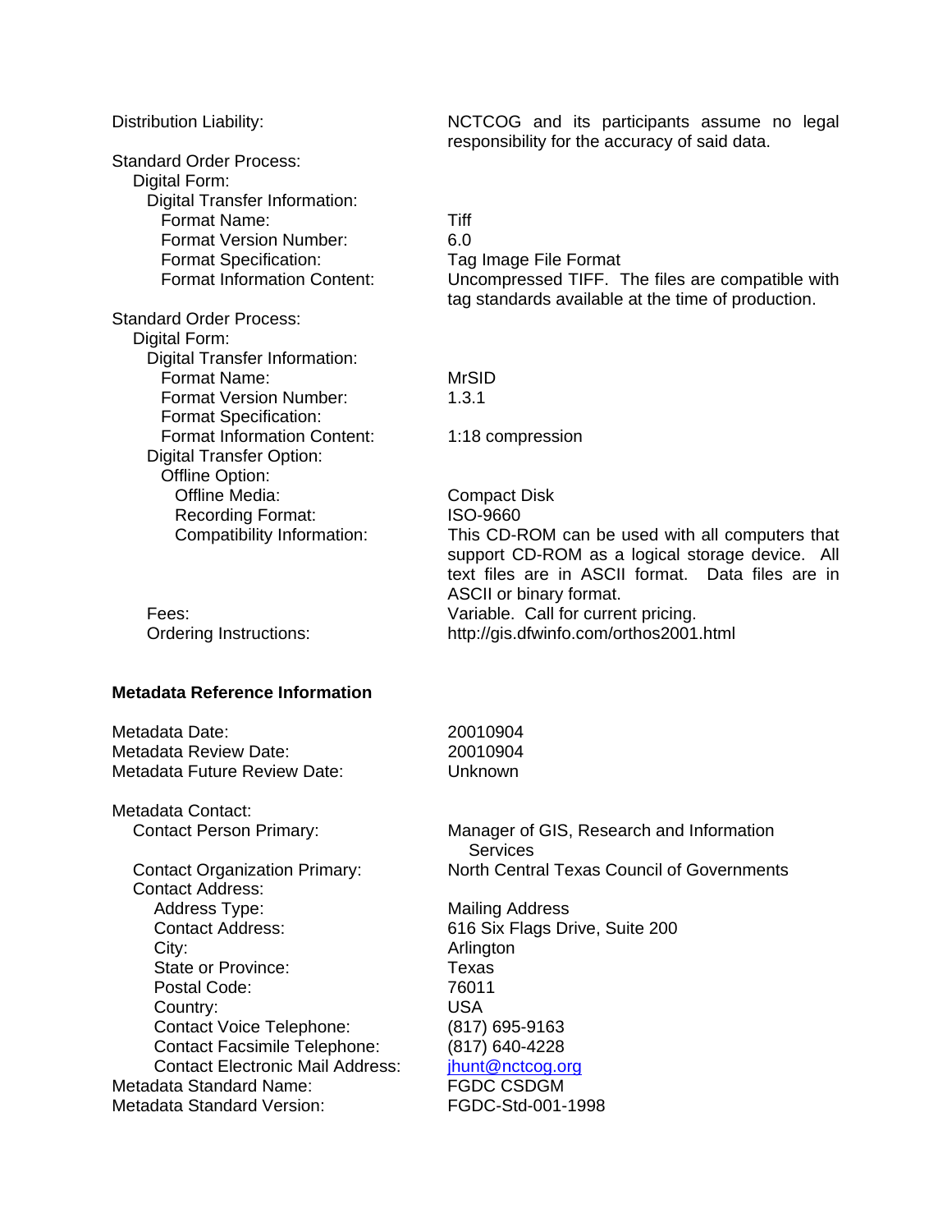Distribution Liability: NCTCOG and its participants assume no legal responsibility for the accuracy of said data.

Standard Order Process:
- Digital Form:
  - Digital Transfer Information:
    - Format Name: Tiff
    - Format Version Number: 6.0
    - Format Specification: Tag Image File Format
    - Format Information Content: Uncompressed TIFF. The files are compatible with tag standards available at the time of production.

Standard Order Process:
- Digital Form:
  - Digital Transfer Information:
    - Format Name: MrSID
    - Format Version Number: 1.3.1
    - Format Specification:
    - Format Information Content: 1:18 compression
  - Digital Transfer Option:
    - Offline Option:
      - Offline Media: Compact Disk
      - Recording Format: ISO-9660
      - Compatibility Information: This CD-ROM can be used with all computers that support CD-ROM as a logical storage device. All text files are in ASCII format. Data files are in ASCII or binary format.
- Fees: Variable. Call for current pricing.
- Ordering Instructions: http://gis.dfwinfo.com/orthos2001.html

**Metadata Reference Information**

Metadata Date: 20010904
Metadata Review Date: 20010904
Metadata Future Review Date: Unknown

Metadata Contact:
- Contact Person Primary: Manager of GIS, Research and Information Services
- Contact Organization Primary: North Central Texas Council of Governments
- Contact Address:
  - Address Type: Mailing Address
  - Contact Address: 616 Six Flags Drive, Suite 200
  - City: Arlington
  - State or Province: Texas
  - Postal Code: 76011
  - Country: USA
  - Contact Voice Telephone: (817) 695-9163
  - Contact Facsimile Telephone: (817) 640-4228
  - Contact Electronic Mail Address: jhunt@nctcog.org

Metadata Standard Name: FGDC CSDGM
Metadata Standard Version: FGDC-Std-001-1998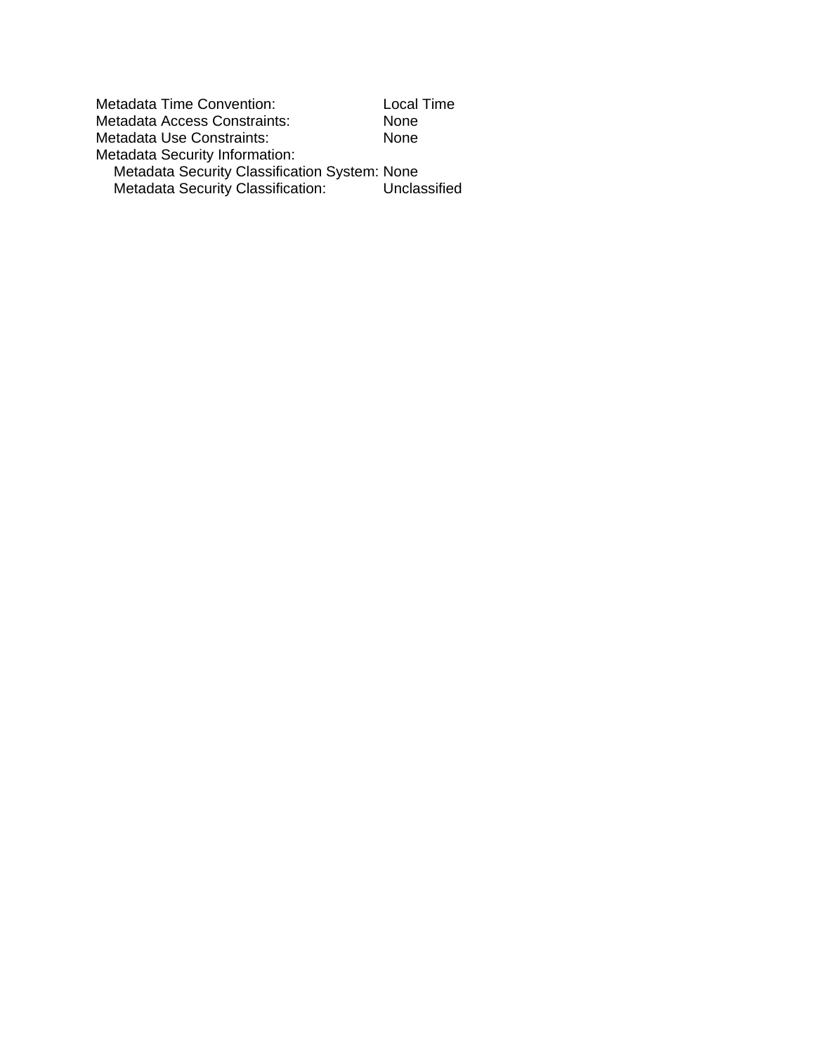Metadata Time Convention: Local Time
Metadata Access Constraints: None
Metadata Use Constraints: None
Metadata Security Information:
    Metadata Security Classification System: None
    Metadata Security Classification: Unclassified